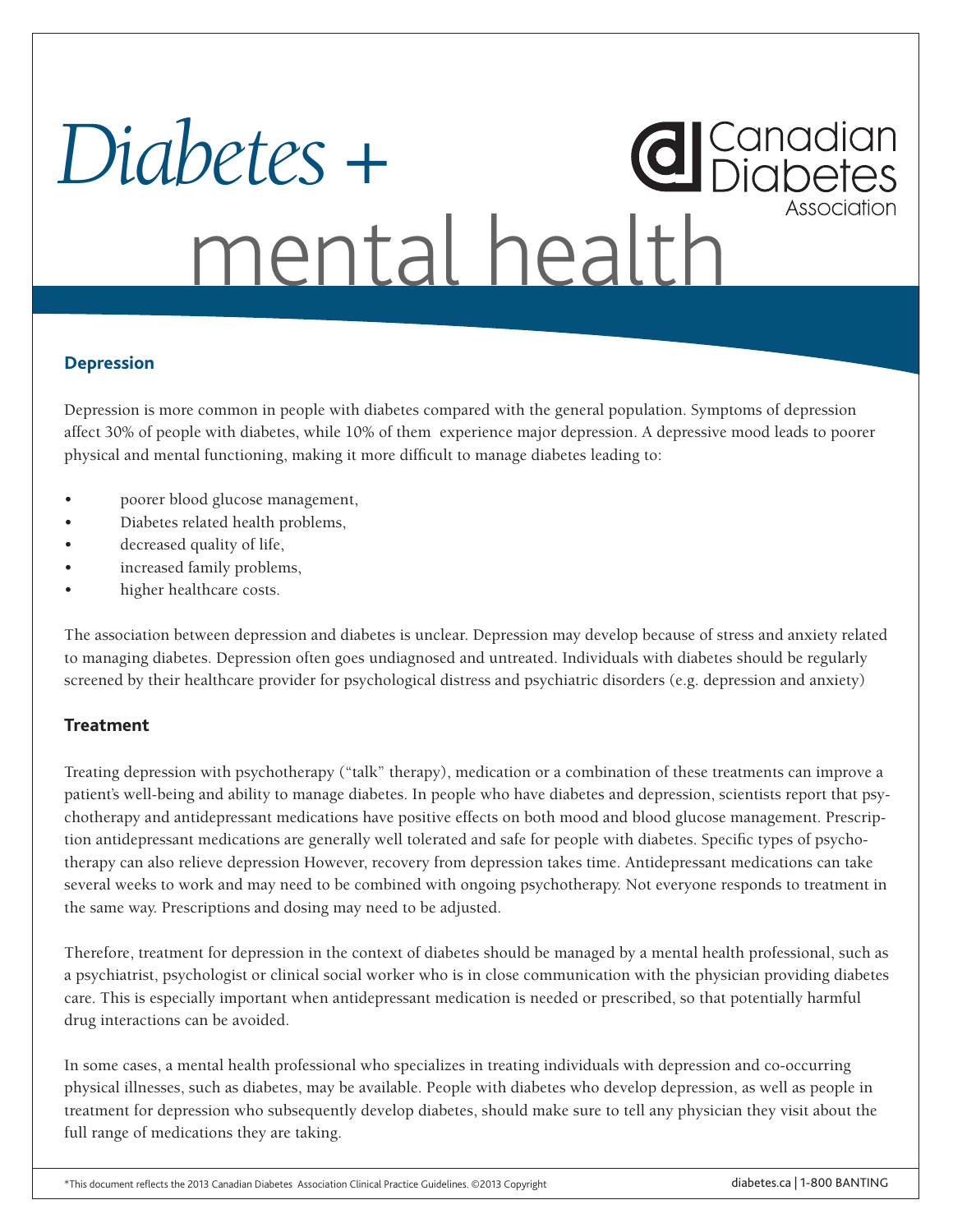# *Diabetes* + mental health

Canadian Diabetes Association

## Depression

Depression is more common in people with diabetes compared with the general population. Symptoms of depression affect 30% of people with diabetes, while 10% of them experience major depression. A depressive mood leads to poorer physical and mental functioning, making it more difficult to manage diabetes leading to:

- poorer blood glucose management,
- Diabetes related health problems,
- decreased quality of life,
- increased family problems,
- higher healthcare costs.

The association between depression and diabetes is unclear. Depression may develop because of stress and anxiety related to managing diabetes. Depression often goes undiagnosed and untreated. Individuals with diabetes should be regularly screened by their healthcare provider for psychological distress and psychiatric disorders (e.g. depression and anxiety)

## Treatment

Treating depression with psychotherapy ("talk" therapy), medication or a combination of these treatments can improve a patient's well-being and ability to manage diabetes. In people who have diabetes and depression, scientists report that psychotherapy and antidepressant medications have positive effects on both mood and blood glucose management. Prescription antidepressant medications are generally well tolerated and safe for people with diabetes. Specific types of psychotherapy can also relieve depression However, recovery from depression takes time. Antidepressant medications can take several weeks to work and may need to be combined with ongoing psychotherapy. Not everyone responds to treatment in the same way. Prescriptions and dosing may need to be adjusted.

Therefore, treatment for depression in the context of diabetes should be managed by a mental health professional, such as a psychiatrist, psychologist or clinical social worker who is in close communication with the physician providing diabetes care. This is especially important when antidepressant medication is needed or prescribed, so that potentially harmful drug interactions can be avoided.

In some cases, a mental health professional who specializes in treating individuals with depression and co-occurring physical illnesses, such as diabetes, may be available. People with diabetes who develop depression, as well as people in treatment for depression who subsequently develop diabetes, should make sure to tell any physician they visit about the full range of medications they are taking.

*This document reflects the 2013 Canadian Diabetes Association Clinical Practice Guidelines. ©2013 Copyright

diabetes.ca | 1-800 BANTING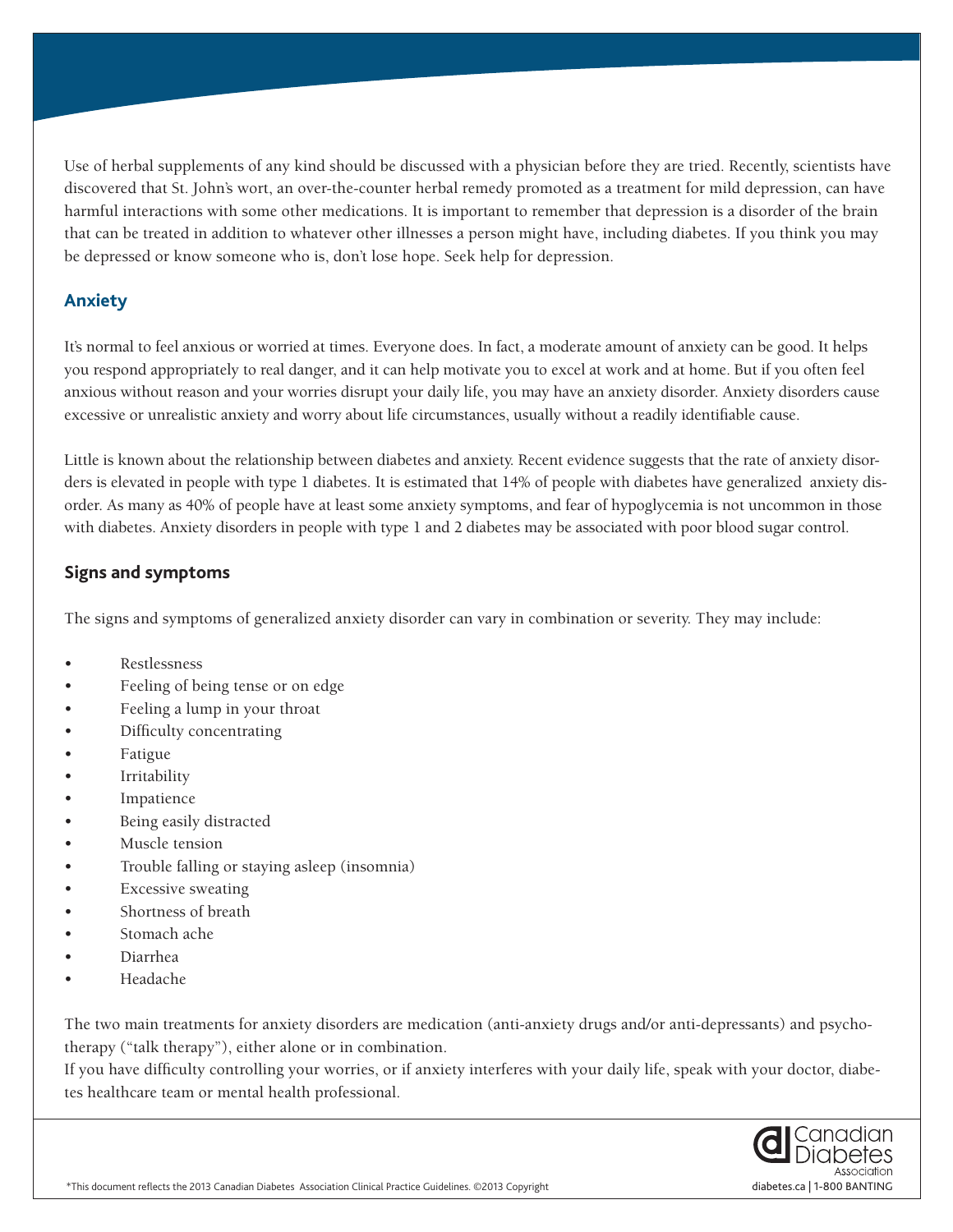Use of herbal supplements of any kind should be discussed with a physician before they are tried. Recently, scientists have discovered that St. John's wort, an over-the-counter herbal remedy promoted as a treatment for mild depression, can have harmful interactions with some other medications. It is important to remember that depression is a disorder of the brain that can be treated in addition to whatever other illnesses a person might have, including diabetes. If you think you may be depressed or know someone who is, don't lose hope. Seek help for depression.

## Anxiety

It's normal to feel anxious or worried at times. Everyone does. In fact, a moderate amount of anxiety can be good. It helps you respond appropriately to real danger, and it can help motivate you to excel at work and at home. But if you often feel anxious without reason and your worries disrupt your daily life, you may have an anxiety disorder. Anxiety disorders cause excessive or unrealistic anxiety and worry about life circumstances, usually without a readily identifiable cause.

Little is known about the relationship between diabetes and anxiety. Recent evidence suggests that the rate of anxiety disorders is elevated in people with type 1 diabetes. It is estimated that 14% of people with diabetes have generalized anxiety disorder. As many as 40% of people have at least some anxiety symptoms, and fear of hypoglycemia is not uncommon in those with diabetes. Anxiety disorders in people with type 1 and 2 diabetes may be associated with poor blood sugar control.

### Signs and symptoms

The signs and symptoms of generalized anxiety disorder can vary in combination or severity. They may include:

- Restlessness
- Feeling of being tense or on edge
- Feeling a lump in your throat
- Difficulty concentrating
- Fatigue
- Irritability
- Impatience
- Being easily distracted
- Muscle tension
- Trouble falling or staying asleep (insomnia)
- Excessive sweating
- Shortness of breath
- Stomach ache
- Diarrhea
- Headache

The two main treatments for anxiety disorders are medication (anti-anxiety drugs and/or anti-depressants) and psychotherapy ("talk therapy"), either alone or in combination.

If you have difficulty controlling your worries, or if anxiety interferes with your daily life, speak with your doctor, diabetes healthcare team or mental health professional.

*This document reflects the 2013 Canadian Diabetes Association Clinical Practice Guidelines. ©2013 Copyright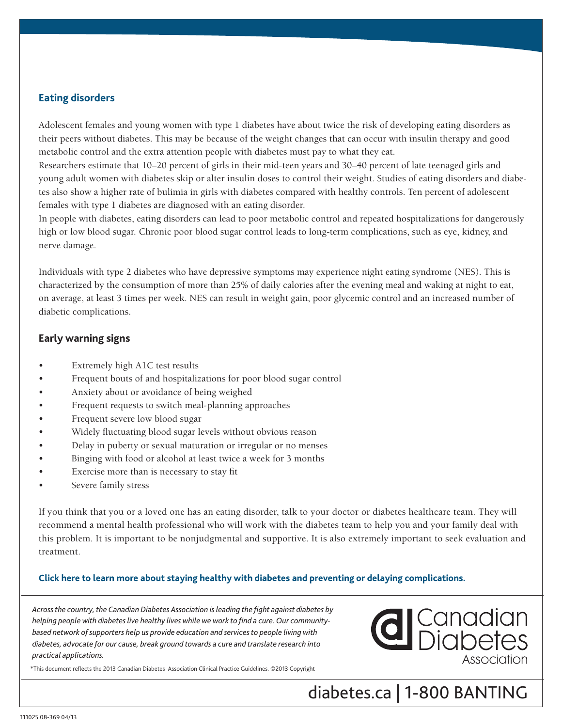## Eating disorders

Adolescent females and young women with type 1 diabetes have about twice the risk of developing eating disorders as their peers without diabetes. This may be because of the weight changes that can occur with insulin therapy and good metabolic control and the extra attention people with diabetes must pay to what they eat.

Researchers estimate that 10–20 percent of girls in their mid-teen years and 30–40 percent of late teenaged girls and young adult women with diabetes skip or alter insulin doses to control their weight. Studies of eating disorders and diabetes also show a higher rate of bulimia in girls with diabetes compared with healthy controls. Ten percent of adolescent females with type 1 diabetes are diagnosed with an eating disorder.

In people with diabetes, eating disorders can lead to poor metabolic control and repeated hospitalizations for dangerously high or low blood sugar. Chronic poor blood sugar control leads to long-term complications, such as eye, kidney, and nerve damage.

Individuals with type 2 diabetes who have depressive symptoms may experience night eating syndrome (NES). This is characterized by the consumption of more than 25% of daily calories after the evening meal and waking at night to eat, on average, at least 3 times per week. NES can result in weight gain, poor glycemic control and an increased number of diabetic complications.

## Early warning signs

- Extremely high A1C test results
- Frequent bouts of and hospitalizations for poor blood sugar control
- Anxiety about or avoidance of being weighed
- Frequent requests to switch meal-planning approaches
- Frequent severe low blood sugar
- Widely fluctuating blood sugar levels without obvious reason
- Delay in puberty or sexual maturation or irregular or no menses
- Binging with food or alcohol at least twice a week for 3 months
- Exercise more than is necessary to stay fit
- Severe family stress

If you think that you or a loved one has an eating disorder, talk to your doctor or diabetes healthcare team. They will recommend a mental health professional who will work with the diabetes team to help you and your family deal with this problem. It is important to be nonjudgmental and supportive. It is also extremely important to seek evaluation and treatment.

**Click here to learn more about staying healthy with diabetes and preventing or delaying complications.**

*Across the country, the Canadian Diabetes Association is leading the fight against diabetes by helping people with diabetes live healthy lives while we work to find a cure. Our community-based network of supporters help us provide education and services to people living with diabetes, advocate for our cause, break ground towards a cure and translate research into practical applications.*

Canadian Diabetes Association

*This document reflects the 2013 Canadian Diabetes Association Clinical Practice Guidelines. ©2013 Copyright

diabetes.ca | 1-800 BANTING

111025 08-369 04/13